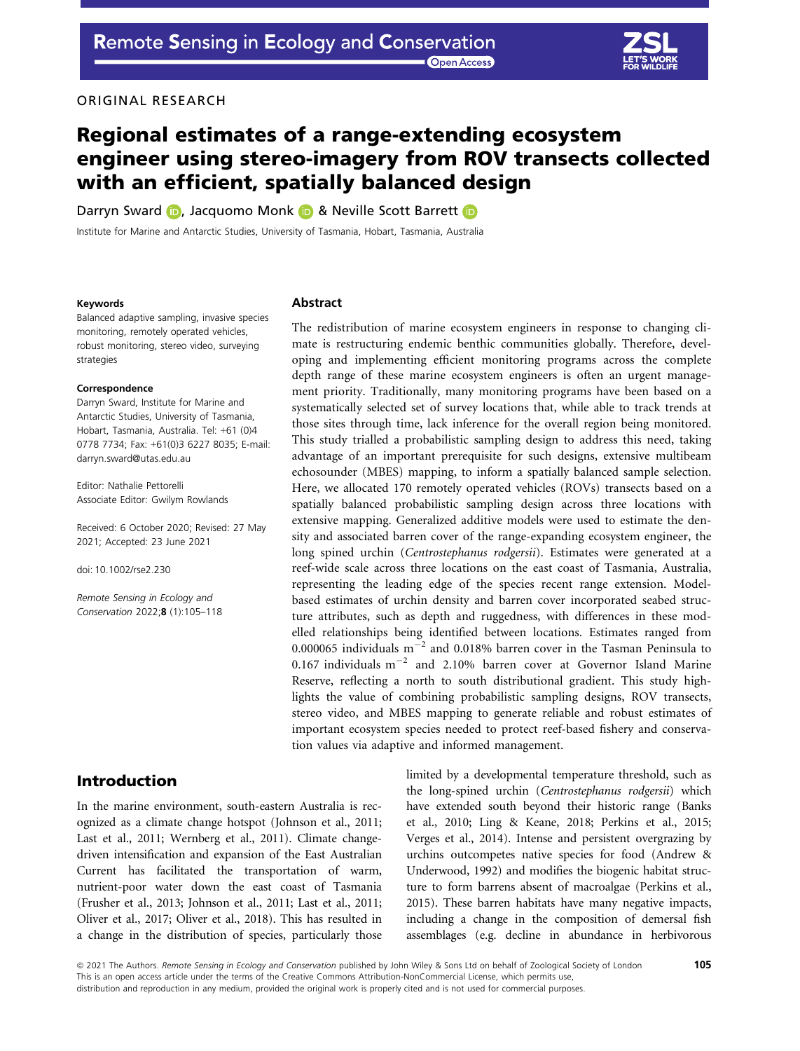ORIGINAL RESEARCH

# Regional estimates of a range-extending ecosystem engineer using stereo-imagery from ROV transects collected with an efficient, spatially balanced design

Darryn Sward, Jacquomo Monk & Neville Scott Barrett

Institute for Marine and Antarctic Studies, University of Tasmania, Hobart, Tasmania, Australia

**Keywords**

Balanced adaptive sampling, invasive species monitoring, remotely operated vehicles, robust monitoring, stereo video, surveying strategies

**Correspondence**

Darryn Sward, Institute for Marine and Antarctic Studies, University of Tasmania, Hobart, Tasmania, Australia. Tel: +61 (0)4 0778 7734; Fax: +61(0)3 6227 8035; E-mail: darryn.sward@utas.edu.au

Editor: Nathalie Pettorelli
Associate Editor: Gwilym Rowlands

Received: 6 October 2020; Revised: 27 May 2021; Accepted: 23 June 2021

doi: 10.1002/rse2.230

*Remote Sensing in Ecology and Conservation* 2022;**8** (1):105–118

## Abstract

The redistribution of marine ecosystem engineers in response to changing climate is restructuring endemic benthic communities globally. Therefore, developing and implementing efficient monitoring programs across the complete depth range of these marine ecosystem engineers is often an urgent management priority. Traditionally, many monitoring programs have been based on a systematically selected set of survey locations that, while able to track trends at those sites through time, lack inference for the overall region being monitored. This study trialled a probabilistic sampling design to address this need, taking advantage of an important prerequisite for such designs, extensive multibeam echosounder (MBES) mapping, to inform a spatially balanced sample selection. Here, we allocated 170 remotely operated vehicles (ROVs) transects based on a spatially balanced probabilistic sampling design across three locations with extensive mapping. Generalized additive models were used to estimate the density and associated barren cover of the range-expanding ecosystem engineer, the long spined urchin (*Centrostephanus rodgersii*). Estimates were generated at a reef-wide scale across three locations on the east coast of Tasmania, Australia, representing the leading edge of the species recent range extension. Model-based estimates of urchin density and barren cover incorporated seabed structure attributes, such as depth and ruggedness, with differences in these modelled relationships being identified between locations. Estimates ranged from 0.000065 individuals $m^{-2}$ and 0.018% barren cover in the Tasman Peninsula to 0.167 individuals $m^{-2}$ and 2.10% barren cover at Governor Island Marine Reserve, reflecting a north to south distributional gradient. This study highlights the value of combining probabilistic sampling designs, ROV transects, stereo video, and MBES mapping to generate reliable and robust estimates of important ecosystem species needed to protect reef-based fishery and conservation values via adaptive and informed management.

## Introduction

In the marine environment, south-eastern Australia is recognized as a climate change hotspot (Johnson et al., 2011; Last et al., 2011; Wernberg et al., 2011). Climate change-driven intensification and expansion of the East Australian Current has facilitated the transportation of warm, nutrient-poor water down the east coast of Tasmania (Frusher et al., 2013; Johnson et al., 2011; Last et al., 2011; Oliver et al., 2017; Oliver et al., 2018). This has resulted in a change in the distribution of species, particularly those limited by a developmental temperature threshold, such as the long-spined urchin (*Centrostephanus rodgersii*) which have extended south beyond their historic range (Banks et al., 2010; Ling & Keane, 2018; Perkins et al., 2015; Verges et al., 2014). Intense and persistent overgrazing by urchins outcompetes native species for food (Andrew & Underwood, 1992) and modifies the biogenic habitat structure to form barrens absent of macroalgae (Perkins et al., 2015). These barren habitats have many negative impacts, including a change in the composition of demersal fish assemblages (e.g. decline in abundance in herbivorous

© 2021 The Authors. *Remote Sensing in Ecology and Conservation* published by John Wiley & Sons Ltd on behalf of Zoological Society of London
This is an open access article under the terms of the Creative Commons Attribution-NonCommercial License, which permits use, distribution and reproduction in any medium, provided the original work is properly cited and is not used for commercial purposes.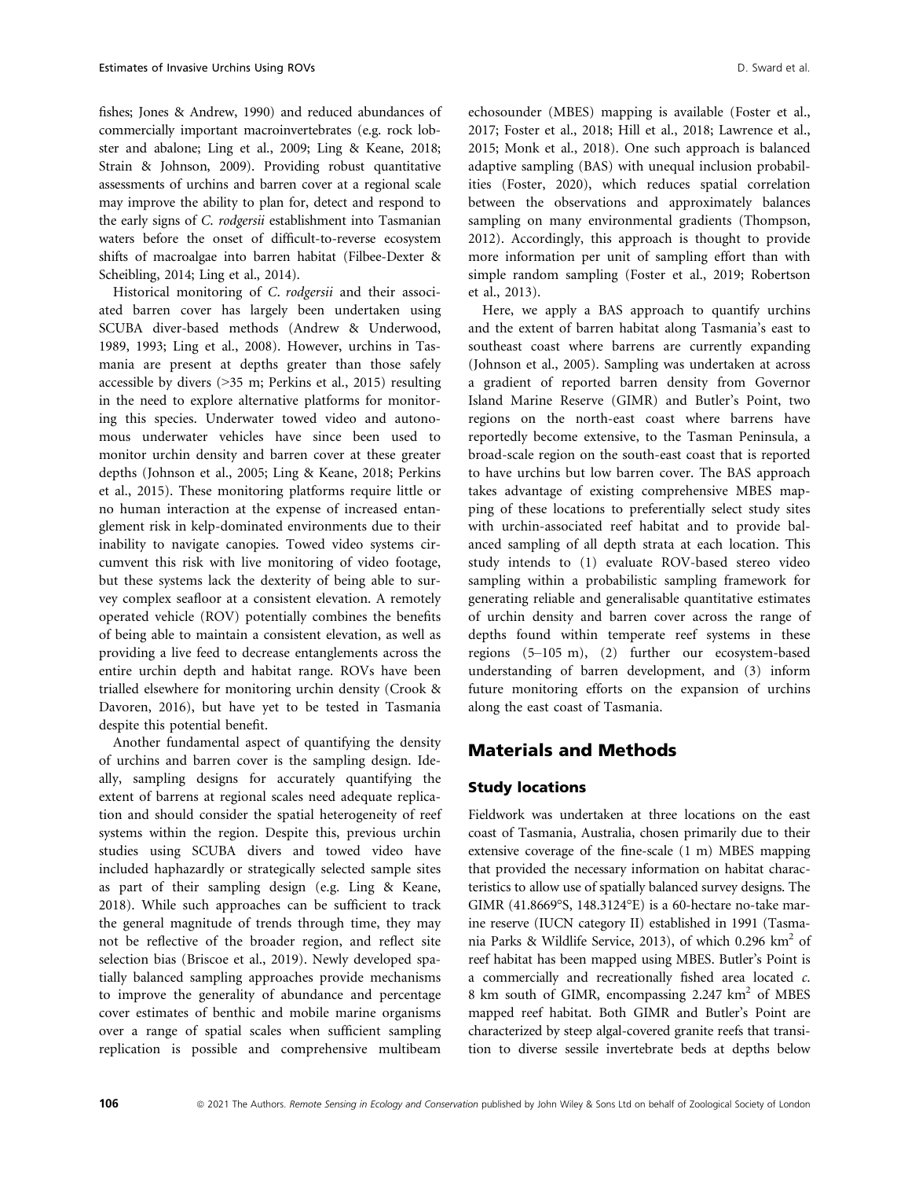fishes; Jones & Andrew, 1990) and reduced abundances of commercially important macroinvertebrates (e.g. rock lobster and abalone; Ling et al., 2009; Ling & Keane, 2018; Strain & Johnson, 2009). Providing robust quantitative assessments of urchins and barren cover at a regional scale may improve the ability to plan for, detect and respond to the early signs of *C. rodgersii* establishment into Tasmanian waters before the onset of difficult-to-reverse ecosystem shifts of macroalgae into barren habitat (Filbee-Dexter & Scheibling, 2014; Ling et al., 2014).

Historical monitoring of *C. rodgersii* and their associated barren cover has largely been undertaken using SCUBA diver-based methods (Andrew & Underwood, 1989, 1993; Ling et al., 2008). However, urchins in Tasmania are present at depths greater than those safely accessible by divers (>35 m; Perkins et al., 2015) resulting in the need to explore alternative platforms for monitoring this species. Underwater towed video and autonomous underwater vehicles have since been used to monitor urchin density and barren cover at these greater depths (Johnson et al., 2005; Ling & Keane, 2018; Perkins et al., 2015). These monitoring platforms require little or no human interaction at the expense of increased entanglement risk in kelp-dominated environments due to their inability to navigate canopies. Towed video systems circumvent this risk with live monitoring of video footage, but these systems lack the dexterity of being able to survey complex seafloor at a consistent elevation. A remotely operated vehicle (ROV) potentially combines the benefits of being able to maintain a consistent elevation, as well as providing a live feed to decrease entanglements across the entire urchin depth and habitat range. ROVs have been trialled elsewhere for monitoring urchin density (Crook & Davoren, 2016), but have yet to be tested in Tasmania despite this potential benefit.

Another fundamental aspect of quantifying the density of urchins and barren cover is the sampling design. Ideally, sampling designs for accurately quantifying the extent of barrens at regional scales need adequate replication and should consider the spatial heterogeneity of reef systems within the region. Despite this, previous urchin studies using SCUBA divers and towed video have included haphazardly or strategically selected sample sites as part of their sampling design (e.g. Ling & Keane, 2018). While such approaches can be sufficient to track the general magnitude of trends through time, they may not be reflective of the broader region, and reflect site selection bias (Briscoe et al., 2019). Newly developed spatially balanced sampling approaches provide mechanisms to improve the generality of abundance and percentage cover estimates of benthic and mobile marine organisms over a range of spatial scales when sufficient sampling replication is possible and comprehensive multibeam echosounder (MBES) mapping is available (Foster et al., 2017; Foster et al., 2018; Hill et al., 2018; Lawrence et al., 2015; Monk et al., 2018). One such approach is balanced adaptive sampling (BAS) with unequal inclusion probabilities (Foster, 2020), which reduces spatial correlation between the observations and approximately balances sampling on many environmental gradients (Thompson, 2012). Accordingly, this approach is thought to provide more information per unit of sampling effort than with simple random sampling (Foster et al., 2019; Robertson et al., 2013).

Here, we apply a BAS approach to quantify urchins and the extent of barren habitat along Tasmania's east to southeast coast where barrens are currently expanding (Johnson et al., 2005). Sampling was undertaken at across a gradient of reported barren density from Governor Island Marine Reserve (GIMR) and Butler's Point, two regions on the north-east coast where barrens have reportedly become extensive, to the Tasman Peninsula, a broad-scale region on the south-east coast that is reported to have urchins but low barren cover. The BAS approach takes advantage of existing comprehensive MBES mapping of these locations to preferentially select study sites with urchin-associated reef habitat and to provide balanced sampling of all depth strata at each location. This study intends to (1) evaluate ROV-based stereo video sampling within a probabilistic sampling framework for generating reliable and generalisable quantitative estimates of urchin density and barren cover across the range of depths found within temperate reef systems in these regions (5–105 m), (2) further our ecosystem-based understanding of barren development, and (3) inform future monitoring efforts on the expansion of urchins along the east coast of Tasmania.

## Materials and Methods

### Study locations

Fieldwork was undertaken at three locations on the east coast of Tasmania, Australia, chosen primarily due to their extensive coverage of the fine-scale (1 m) MBES mapping that provided the necessary information on habitat characteristics to allow use of spatially balanced survey designs. The GIMR (41.8669°S, 148.3124°E) is a 60-hectare no-take marine reserve (IUCN category II) established in 1991 (Tasmania Parks & Wildlife Service, 2013), of which 0.296 $km^2$ of reef habitat has been mapped using MBES. Butler's Point is a commercially and recreationally fished area located *c.* 8 km south of GIMR, encompassing 2.247 $km^2$ of MBES mapped reef habitat. Both GIMR and Butler's Point are characterized by steep algal-covered granite reefs that transition to diverse sessile invertebrate beds at depths below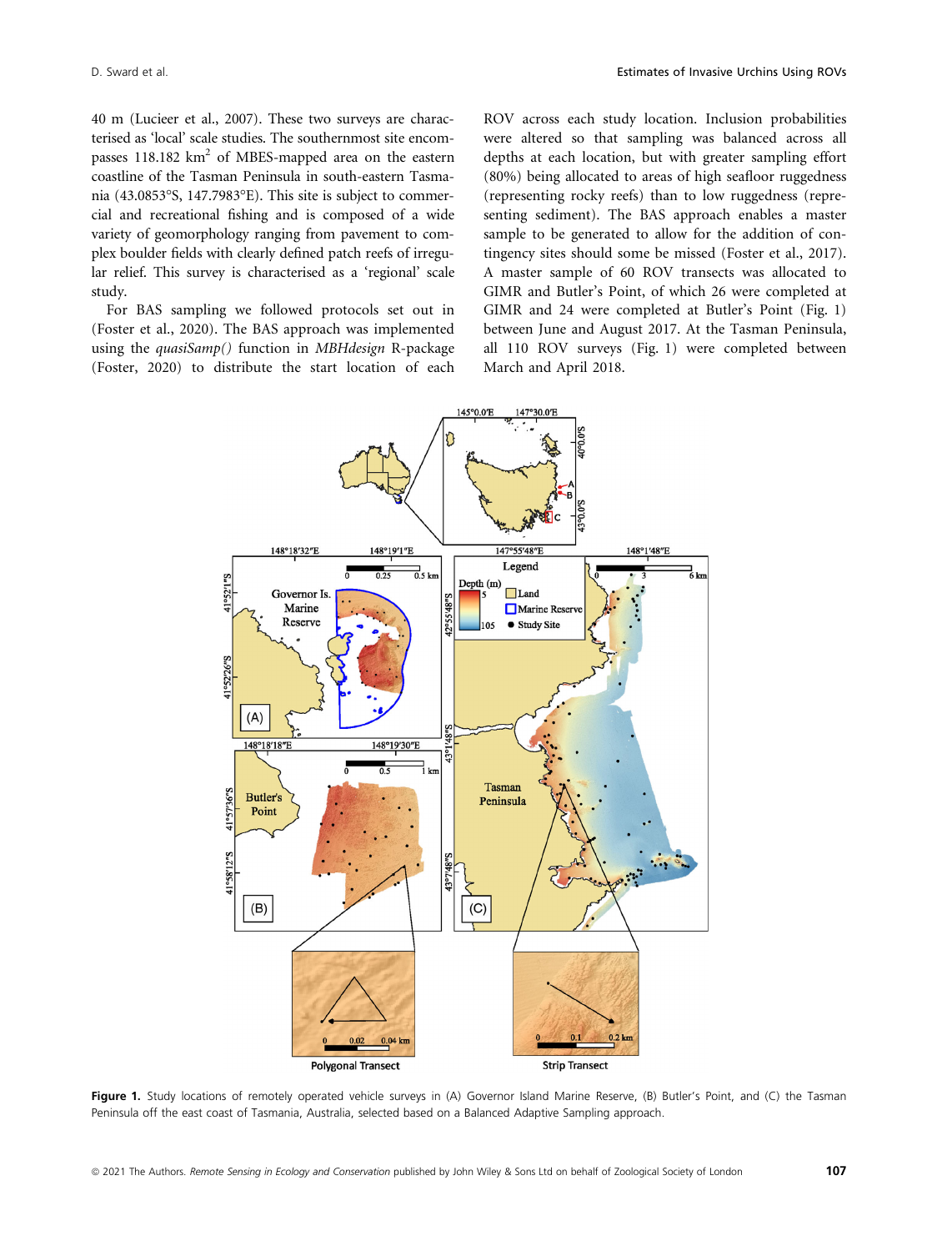40 m (Lucieer et al., 2007). These two surveys are characterised as 'local' scale studies. The southernmost site encompasses 118.182 km$^2$ of MBES-mapped area on the eastern coastline of the Tasman Peninsula in south-eastern Tasmania (43.0853°S, 147.7983°E). This site is subject to commercial and recreational fishing and is composed of a wide variety of geomorphology ranging from pavement to complex boulder fields with clearly defined patch reefs of irregular relief. This survey is characterised as a 'regional' scale study.

For BAS sampling we followed protocols set out in (Foster et al., 2020). The BAS approach was implemented using the *quasiSamp()* function in *MBHdesign* R-package (Foster, 2020) to distribute the start location of each ROV across each study location. Inclusion probabilities were altered so that sampling was balanced across all depths at each location, but with greater sampling effort (80%) being allocated to areas of high seafloor ruggedness (representing rocky reefs) than to low ruggedness (representing sediment). The BAS approach enables a master sample to be generated to allow for the addition of contingency sites should some be missed (Foster et al., 2017). A master sample of 60 ROV transects was allocated to GIMR and Butler's Point, of which 26 were completed at GIMR and 24 were completed at Butler's Point (Fig. 1) between June and August 2017. At the Tasman Peninsula, all 110 ROV surveys (Fig. 1) were completed between March and April 2018.

**Figure 1.** Study locations of remotely operated vehicle surveys in (A) Governor Island Marine Reserve, (B) Butler's Point, and (C) the Tasman Peninsula off the east coast of Tasmania, Australia, selected based on a Balanced Adaptive Sampling approach.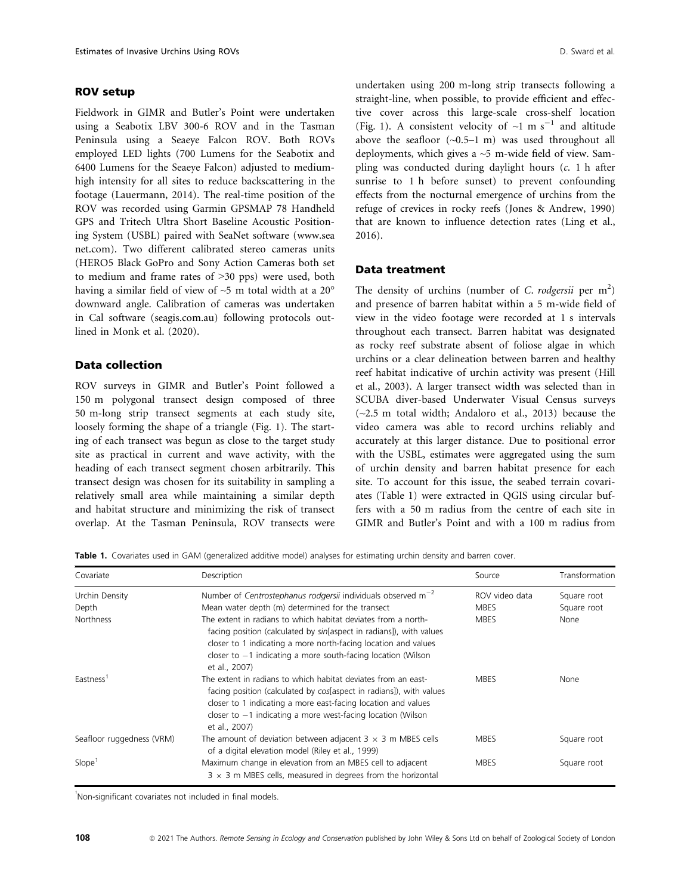## ROV setup

Fieldwork in GIMR and Butler's Point were undertaken using a Seabotix LBV 300-6 ROV and in the Tasman Peninsula using a Seaeye Falcon ROV. Both ROVs employed LED lights (700 Lumens for the Seabotix and 6400 Lumens for the Seaeye Falcon) adjusted to medium-high intensity for all sites to reduce backscattering in the footage (Lauermann, 2014). The real-time position of the ROV was recorded using Garmin GPSMAP 78 Handheld GPS and Tritech Ultra Short Baseline Acoustic Positioning System (USBL) paired with SeaNet software (www.seanet.com). Two different calibrated stereo cameras units (HERO5 Black GoPro and Sony Action Cameras both set to medium and frame rates of >30 pps) were used, both having a similar field of view of ~5 m total width at a 20° downward angle. Calibration of cameras was undertaken in Cal software (seagis.com.au) following protocols outlined in Monk et al. (2020).

## Data collection

ROV surveys in GIMR and Butler's Point followed a 150 m polygonal transect design composed of three 50 m-long strip transect segments at each study site, loosely forming the shape of a triangle (Fig. 1). The starting of each transect was begun as close to the target study site as practical in current and wave activity, with the heading of each transect segment chosen arbitrarily. This transect design was chosen for its suitability in sampling a relatively small area while maintaining a similar depth and habitat structure and minimizing the risk of transect overlap. At the Tasman Peninsula, ROV transects were undertaken using 200 m-long strip transects following a straight-line, when possible, to provide efficient and effective cover across this large-scale cross-shelf location (Fig. 1). A consistent velocity of ~1 m s$^{-1}$ and altitude above the seafloor (~0.5–1 m) was used throughout all deployments, which gives a ~5 m-wide field of view. Sampling was conducted during daylight hours (*c.* 1 h after sunrise to 1 h before sunset) to prevent confounding effects from the nocturnal emergence of urchins from the refuge of crevices in rocky reefs (Jones & Andrew, 1990) that are known to influence detection rates (Ling et al., 2016).

## Data treatment

The density of urchins (number of *C. rodgersii* per m$^2$) and presence of barren habitat within a 5 m-wide field of view in the video footage were recorded at 1 s intervals throughout each transect. Barren habitat was designated as rocky reef substrate absent of foliose algae in which urchins or a clear delineation between barren and healthy reef habitat indicative of urchin activity was present (Hill et al., 2003). A larger transect width was selected than in SCUBA diver-based Underwater Visual Census surveys (~2.5 m total width; Andaloro et al., 2013) because the video camera was able to record urchins reliably and accurately at this larger distance. Due to positional error with the USBL, estimates were aggregated using the sum of urchin density and barren habitat presence for each site. To account for this issue, the seabed terrain covariates (Table 1) were extracted in QGIS using circular buffers with a 50 m radius from the centre of each site in GIMR and Butler's Point and with a 100 m radius from

**Table 1.** Covariates used in GAM (generalized additive model) analyses for estimating urchin density and barren cover.

| Covariate | Description | Source | Transformation |
|---|---|---|---|
| Urchin Density | Number of *Centrostephanus rodgersii* individuals observed m$^{-2}$ | ROV video data | Square root |
| Depth | Mean water depth (m) determined for the transect | MBES | Square root |
| Northness | The extent in radians to which habitat deviates from a north-facing position (calculated by *sin*[aspect in radians]), with values closer to 1 indicating a more north-facing location and values closer to −1 indicating a more south-facing location (Wilson et al., 2007) | MBES | None |
| Eastness[1] | The extent in radians to which habitat deviates from an east-facing position (calculated by *cos*[aspect in radians]), with values closer to 1 indicating a more east-facing location and values closer to −1 indicating a more west-facing location (Wilson et al., 2007) | MBES | None |
| Seafloor ruggedness (VRM) | The amount of deviation between adjacent 3 × 3 m MBES cells of a digital elevation model (Riley et al., 1999) | MBES | Square root |
| Slope[1] | Maximum change in elevation from an MBES cell to adjacent 3 × 3 m MBES cells, measured in degrees from the horizontal | MBES | Square root |

[1]Non-significant covariates not included in final models.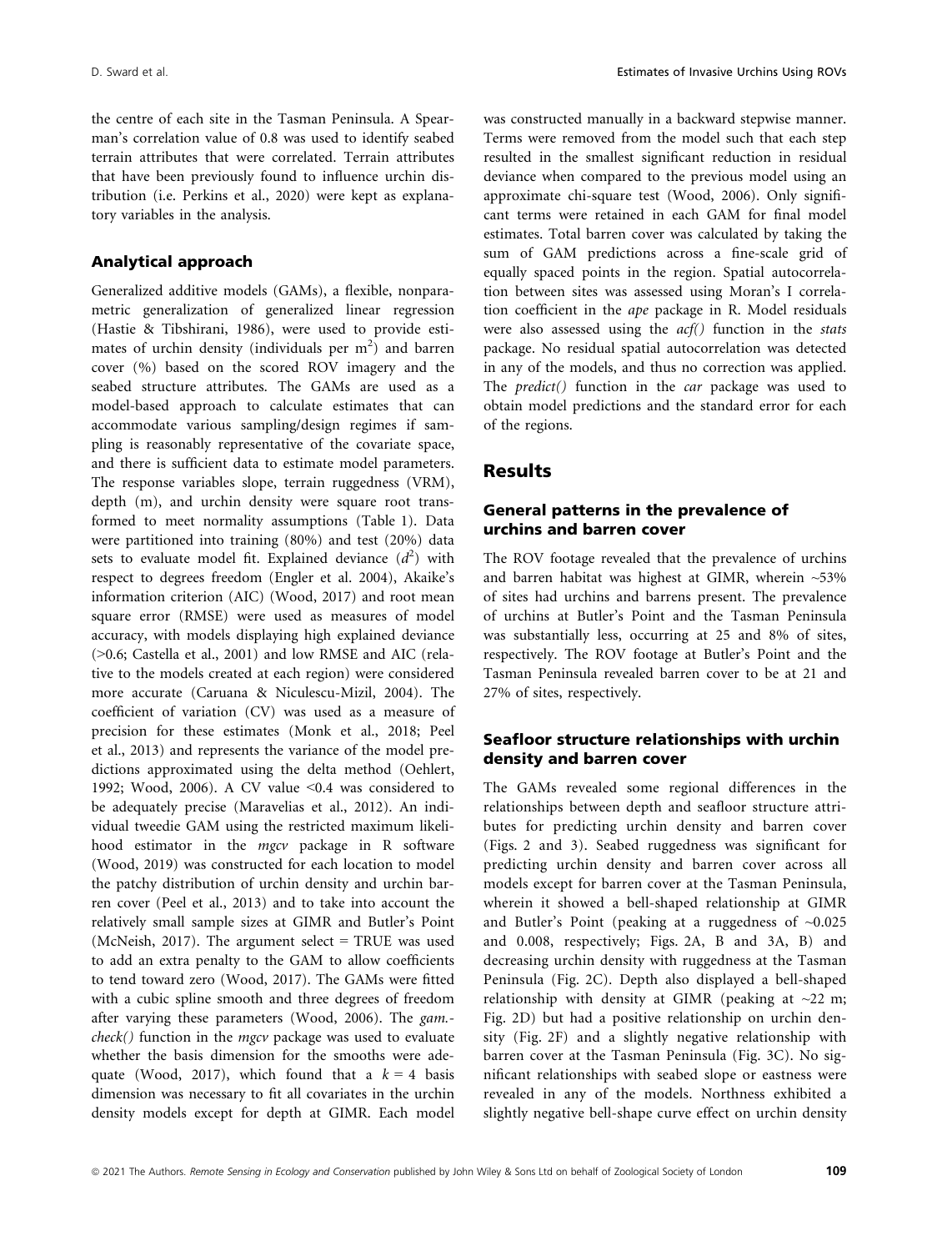the centre of each site in the Tasman Peninsula. A Spearman's correlation value of 0.8 was used to identify seabed terrain attributes that were correlated. Terrain attributes that have been previously found to influence urchin distribution (i.e. Perkins et al., 2020) were kept as explanatory variables in the analysis.

## Analytical approach

Generalized additive models (GAMs), a flexible, nonparametric generalization of generalized linear regression (Hastie & Tibshirani, 1986), were used to provide estimates of urchin density (individuals per m$^2$) and barren cover (%) based on the scored ROV imagery and the seabed structure attributes. The GAMs are used as a model-based approach to calculate estimates that can accommodate various sampling/design regimes if sampling is reasonably representative of the covariate space, and there is sufficient data to estimate model parameters. The response variables slope, terrain ruggedness (VRM), depth (m), and urchin density were square root transformed to meet normality assumptions (Table 1). Data were partitioned into training (80%) and test (20%) data sets to evaluate model fit. Explained deviance ($d^2$) with respect to degrees freedom (Engler et al. 2004), Akaike's information criterion (AIC) (Wood, 2017) and root mean square error (RMSE) were used as measures of model accuracy, with models displaying high explained deviance (>0.6; Castella et al., 2001) and low RMSE and AIC (relative to the models created at each region) were considered more accurate (Caruana & Niculescu-Mizil, 2004). The coefficient of variation (CV) was used as a measure of precision for these estimates (Monk et al., 2018; Peel et al., 2013) and represents the variance of the model predictions approximated using the delta method (Oehlert, 1992; Wood, 2006). A CV value <0.4 was considered to be adequately precise (Maravelias et al., 2012). An individual tweedie GAM using the restricted maximum likelihood estimator in the *mgcv* package in R software (Wood, 2019) was constructed for each location to model the patchy distribution of urchin density and urchin barren cover (Peel et al., 2013) and to take into account the relatively small sample sizes at GIMR and Butler's Point (McNeish, 2017). The argument select = TRUE was used to add an extra penalty to the GAM to allow coefficients to tend toward zero (Wood, 2017). The GAMs were fitted with a cubic spline smooth and three degrees of freedom after varying these parameters (Wood, 2006). The *gam.check()* function in the *mgcv* package was used to evaluate whether the basis dimension for the smooths were adequate (Wood, 2017), which found that a $k = 4$ basis dimension was necessary to fit all covariates in the urchin density models except for depth at GIMR. Each model was constructed manually in a backward stepwise manner. Terms were removed from the model such that each step resulted in the smallest significant reduction in residual deviance when compared to the previous model using an approximate chi-square test (Wood, 2006). Only significant terms were retained in each GAM for final model estimates. Total barren cover was calculated by taking the sum of GAM predictions across a fine-scale grid of equally spaced points in the region. Spatial autocorrelation between sites was assessed using Moran's I correlation coefficient in the *ape* package in R. Model residuals were also assessed using the *acf()* function in the *stats* package. No residual spatial autocorrelation was detected in any of the models, and thus no correction was applied. The *predict()* function in the *car* package was used to obtain model predictions and the standard error for each of the regions.

# Results

## General patterns in the prevalence of urchins and barren cover

The ROV footage revealed that the prevalence of urchins and barren habitat was highest at GIMR, wherein ~53% of sites had urchins and barrens present. The prevalence of urchins at Butler's Point and the Tasman Peninsula was substantially less, occurring at 25 and 8% of sites, respectively. The ROV footage at Butler's Point and the Tasman Peninsula revealed barren cover to be at 21 and 27% of sites, respectively.

## Seafloor structure relationships with urchin density and barren cover

The GAMs revealed some regional differences in the relationships between depth and seafloor structure attributes for predicting urchin density and barren cover (Figs. 2 and 3). Seabed ruggedness was significant for predicting urchin density and barren cover across all models except for barren cover at the Tasman Peninsula, wherein it showed a bell-shaped relationship at GIMR and Butler's Point (peaking at a ruggedness of ~0.025 and 0.008, respectively; Figs. 2A, B and 3A, B) and decreasing urchin density with ruggedness at the Tasman Peninsula (Fig. 2C). Depth also displayed a bell-shaped relationship with density at GIMR (peaking at ~22 m; Fig. 2D) but had a positive relationship on urchin density (Fig. 2F) and a slightly negative relationship with barren cover at the Tasman Peninsula (Fig. 3C). No significant relationships with seabed slope or eastness were revealed in any of the models. Northness exhibited a slightly negative bell-shape curve effect on urchin density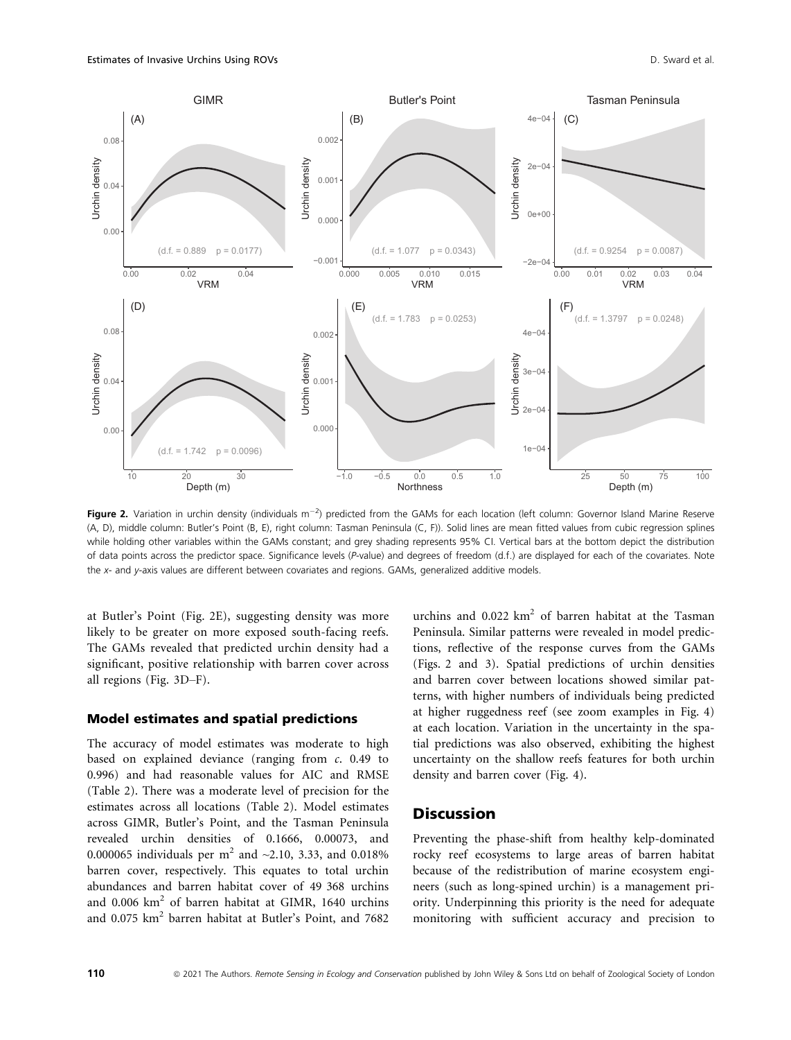**Figure 2.** Variation in urchin density (individuals m$^{-2}$) predicted from the GAMs for each location (left column: Governor Island Marine Reserve (A, D), middle column: Butler's Point (B, E), right column: Tasman Peninsula (C, F)). Solid lines are mean fitted values from cubic regression splines while holding other variables within the GAMs constant; and grey shading represents 95% CI. Vertical bars at the bottom depict the distribution of data points across the predictor space. Significance levels (*P*-value) and degrees of freedom (d.f.) are displayed for each of the covariates. Note the *x*- and *y*-axis values are different between covariates and regions. GAMs, generalized additive models.

at Butler's Point (Fig. 2E), suggesting density was more likely to be greater on more exposed south-facing reefs. The GAMs revealed that predicted urchin density had a significant, positive relationship with barren cover across all regions (Fig. 3D–F).

### Model estimates and spatial predictions

The accuracy of model estimates was moderate to high based on explained deviance (ranging from *c.* 0.49 to 0.996) and had reasonable values for AIC and RMSE (Table 2). There was a moderate level of precision for the estimates across all locations (Table 2). Model estimates across GIMR, Butler's Point, and the Tasman Peninsula revealed urchin densities of 0.1666, 0.00073, and 0.000065 individuals per m$^2$ and ~2.10, 3.33, and 0.018% barren cover, respectively. This equates to total urchin abundances and barren habitat cover of 49 368 urchins and 0.006 km$^2$ of barren habitat at GIMR, 1640 urchins and 0.075 km$^2$ barren habitat at Butler's Point, and 7682 urchins and 0.022 km$^2$ of barren habitat at the Tasman Peninsula. Similar patterns were revealed in model predictions, reflective of the response curves from the GAMs (Figs. 2 and 3). Spatial predictions of urchin densities and barren cover between locations showed similar patterns, with higher numbers of individuals being predicted at higher ruggedness reef (see zoom examples in Fig. 4) at each location. Variation in the uncertainty in the spatial predictions was also observed, exhibiting the highest uncertainty on the shallow reefs features for both urchin density and barren cover (Fig. 4).

## Discussion

Preventing the phase-shift from healthy kelp-dominated rocky reef ecosystems to large areas of barren habitat because of the redistribution of marine ecosystem engineers (such as long-spined urchin) is a management priority. Underpinning this priority is the need for adequate monitoring with sufficient accuracy and precision to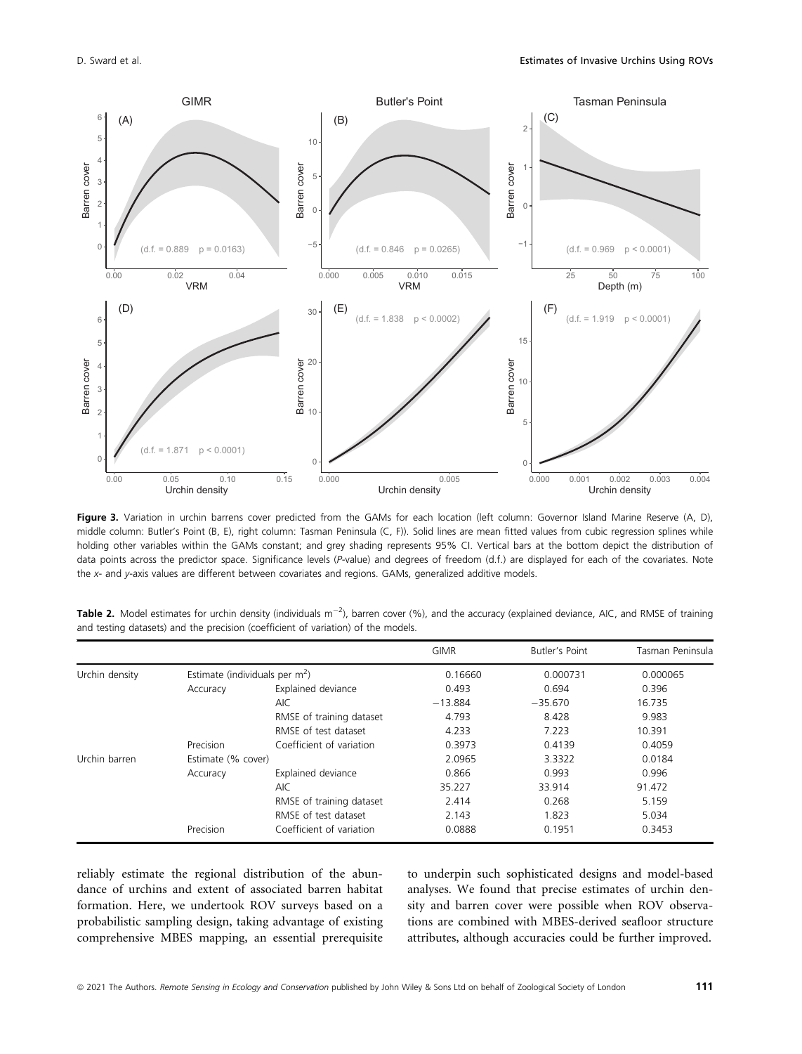**Figure 3.** Variation in urchin barrens cover predicted from the GAMs for each location (left column: Governor Island Marine Reserve (A, D), middle column: Butler's Point (B, E), right column: Tasman Peninsula (C, F)). Solid lines are mean fitted values from cubic regression splines while holding other variables within the GAMs constant; and grey shading represents 95% CI. Vertical bars at the bottom depict the distribution of data points across the predictor space. Significance levels (*P*-value) and degrees of freedom (d.f.) are displayed for each of the covariates. Note the *x*- and *y*-axis values are different between covariates and regions. GAMs, generalized additive models.

**Table 2.** Model estimates for urchin density (individuals $m^{-2}$), barren cover (%), and the accuracy (explained deviance, AIC, and RMSE of training and testing datasets) and the precision (coefficient of variation) of the models.

| | | | GIMR | Butler's Point | Tasman Peninsula |
|---|---|---|---|---|---|
| Urchin density | Estimate (individuals per $m^2$) | | 0.16660 | 0.000731 | 0.000065 |
| | Accuracy | Explained deviance | 0.493 | 0.694 | 0.396 |
| | | AIC | −13.884 | −35.670 | 16.735 |
| | | RMSE of training dataset | 4.793 | 8.428 | 9.983 |
| | | RMSE of test dataset | 4.233 | 7.223 | 10.391 |
| | Precision | Coefficient of variation | 0.3973 | 0.4139 | 0.4059 |
| Urchin barren | Estimate (% cover) | | 2.0965 | 3.3322 | 0.0184 |
| | Accuracy | Explained deviance | 0.866 | 0.993 | 0.996 |
| | | AIC | 35.227 | 33.914 | 91.472 |
| | | RMSE of training dataset | 2.414 | 0.268 | 5.159 |
| | | RMSE of test dataset | 2.143 | 1.823 | 5.034 |
| | Precision | Coefficient of variation | 0.0888 | 0.1951 | 0.3453 |

reliably estimate the regional distribution of the abundance of urchins and extent of associated barren habitat formation. Here, we undertook ROV surveys based on a probabilistic sampling design, taking advantage of existing comprehensive MBES mapping, an essential prerequisite to underpin such sophisticated designs and model-based analyses. We found that precise estimates of urchin density and barren cover were possible when ROV observations are combined with MBES-derived seafloor structure attributes, although accuracies could be further improved.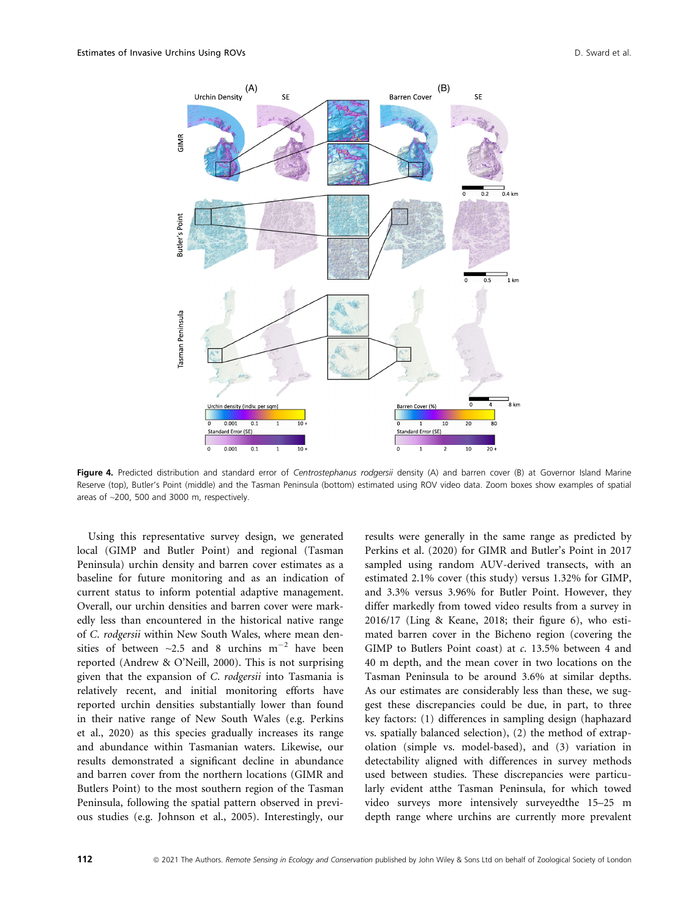**Figure 4.** Predicted distribution and standard error of *Centrostephanus rodgersii* density (A) and barren cover (B) at Governor Island Marine Reserve (top), Butler's Point (middle) and the Tasman Peninsula (bottom) estimated using ROV video data. Zoom boxes show examples of spatial areas of ~200, 500 and 3000 m, respectively.

Using this representative survey design, we generated local (GIMP and Butler Point) and regional (Tasman Peninsula) urchin density and barren cover estimates as a baseline for future monitoring and as an indication of current status to inform potential adaptive management. Overall, our urchin densities and barren cover were markedly less than encountered in the historical native range of *C. rodgersii* within New South Wales, where mean densities of between ~2.5 and 8 urchins $m^{-2}$ have been reported (Andrew & O'Neill, 2000). This is not surprising given that the expansion of *C. rodgersii* into Tasmania is relatively recent, and initial monitoring efforts have reported urchin densities substantially lower than found in their native range of New South Wales (e.g. Perkins et al., 2020) as this species gradually increases its range and abundance within Tasmanian waters. Likewise, our results demonstrated a significant decline in abundance and barren cover from the northern locations (GIMR and Butlers Point) to the most southern region of the Tasman Peninsula, following the spatial pattern observed in previous studies (e.g. Johnson et al., 2005). Interestingly, our results were generally in the same range as predicted by Perkins et al. (2020) for GIMR and Butler's Point in 2017 sampled using random AUV-derived transects, with an estimated 2.1% cover (this study) versus 1.32% for GIMP, and 3.3% versus 3.96% for Butler Point. However, they differ markedly from towed video results from a survey in 2016/17 (Ling & Keane, 2018; their figure 6), who estimated barren cover in the Bicheno region (covering the GIMP to Butlers Point coast) at *c.* 13.5% between 4 and 40 m depth, and the mean cover in two locations on the Tasman Peninsula to be around 3.6% at similar depths. As our estimates are considerably less than these, we suggest these discrepancies could be due, in part, to three key factors: (1) differences in sampling design (haphazard vs. spatially balanced selection), (2) the method of extrapolation (simple vs. model-based), and (3) variation in detectability aligned with differences in survey methods used between studies. These discrepancies were particularly evident atthe Tasman Peninsula, for which towed video surveys more intensively surveyedthe 15–25 m depth range where urchins are currently more prevalent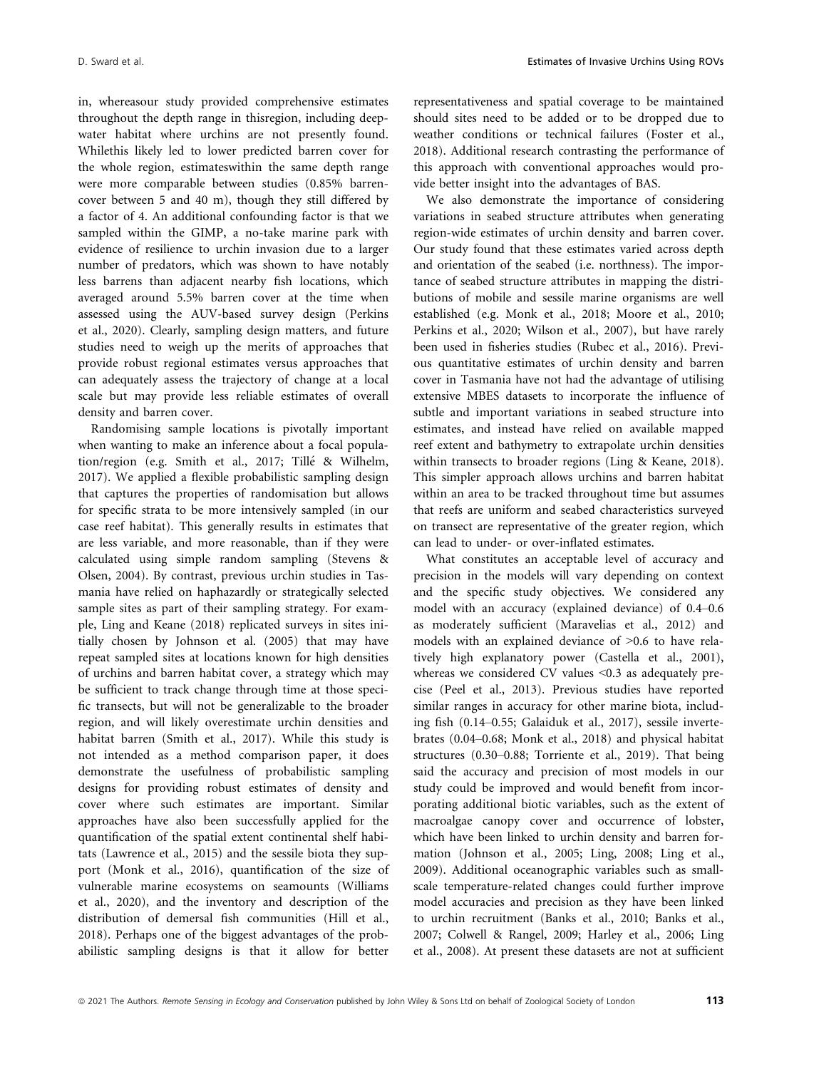in, whereasour study provided comprehensive estimates throughout the depth range in thisregion, including deep-water habitat where urchins are not presently found. Whilethis likely led to lower predicted barren cover for the whole region, estimateswithin the same depth range were more comparable between studies (0.85% barren-cover between 5 and 40 m), though they still differed by a factor of 4. An additional confounding factor is that we sampled within the GIMP, a no-take marine park with evidence of resilience to urchin invasion due to a larger number of predators, which was shown to have notably less barrens than adjacent nearby fish locations, which averaged around 5.5% barren cover at the time when assessed using the AUV-based survey design (Perkins et al., 2020). Clearly, sampling design matters, and future studies need to weigh up the merits of approaches that provide robust regional estimates versus approaches that can adequately assess the trajectory of change at a local scale but may provide less reliable estimates of overall density and barren cover.

Randomising sample locations is pivotally important when wanting to make an inference about a focal population/region (e.g. Smith et al., 2017; Tillé & Wilhelm, 2017). We applied a flexible probabilistic sampling design that captures the properties of randomisation but allows for specific strata to be more intensively sampled (in our case reef habitat). This generally results in estimates that are less variable, and more reasonable, than if they were calculated using simple random sampling (Stevens & Olsen, 2004). By contrast, previous urchin studies in Tasmania have relied on haphazardly or strategically selected sample sites as part of their sampling strategy. For example, Ling and Keane (2018) replicated surveys in sites initially chosen by Johnson et al. (2005) that may have repeat sampled sites at locations known for high densities of urchins and barren habitat cover, a strategy which may be sufficient to track change through time at those specific transects, but will not be generalizable to the broader region, and will likely overestimate urchin densities and habitat barren (Smith et al., 2017). While this study is not intended as a method comparison paper, it does demonstrate the usefulness of probabilistic sampling designs for providing robust estimates of density and cover where such estimates are important. Similar approaches have also been successfully applied for the quantification of the spatial extent continental shelf habitats (Lawrence et al., 2015) and the sessile biota they support (Monk et al., 2016), quantification of the size of vulnerable marine ecosystems on seamounts (Williams et al., 2020), and the inventory and description of the distribution of demersal fish communities (Hill et al., 2018). Perhaps one of the biggest advantages of the probabilistic sampling designs is that it allow for better representativeness and spatial coverage to be maintained should sites need to be added or to be dropped due to weather conditions or technical failures (Foster et al., 2018). Additional research contrasting the performance of this approach with conventional approaches would provide better insight into the advantages of BAS.

We also demonstrate the importance of considering variations in seabed structure attributes when generating region-wide estimates of urchin density and barren cover. Our study found that these estimates varied across depth and orientation of the seabed (i.e. northness). The importance of seabed structure attributes in mapping the distributions of mobile and sessile marine organisms are well established (e.g. Monk et al., 2018; Moore et al., 2010; Perkins et al., 2020; Wilson et al., 2007), but have rarely been used in fisheries studies (Rubec et al., 2016). Previous quantitative estimates of urchin density and barren cover in Tasmania have not had the advantage of utilising extensive MBES datasets to incorporate the influence of subtle and important variations in seabed structure into estimates, and instead have relied on available mapped reef extent and bathymetry to extrapolate urchin densities within transects to broader regions (Ling & Keane, 2018). This simpler approach allows urchins and barren habitat within an area to be tracked throughout time but assumes that reefs are uniform and seabed characteristics surveyed on transect are representative of the greater region, which can lead to under- or over-inflated estimates.

What constitutes an acceptable level of accuracy and precision in the models will vary depending on context and the specific study objectives. We considered any model with an accuracy (explained deviance) of 0.4–0.6 as moderately sufficient (Maravelias et al., 2012) and models with an explained deviance of >0.6 to have relatively high explanatory power (Castella et al., 2001), whereas we considered CV values <0.3 as adequately precise (Peel et al., 2013). Previous studies have reported similar ranges in accuracy for other marine biota, including fish (0.14–0.55; Galaiduk et al., 2017), sessile invertebrates (0.04–0.68; Monk et al., 2018) and physical habitat structures (0.30–0.88; Torriente et al., 2019). That being said the accuracy and precision of most models in our study could be improved and would benefit from incorporating additional biotic variables, such as the extent of macroalgae canopy cover and occurrence of lobster, which have been linked to urchin density and barren formation (Johnson et al., 2005; Ling, 2008; Ling et al., 2009). Additional oceanographic variables such as small-scale temperature-related changes could further improve model accuracies and precision as they have been linked to urchin recruitment (Banks et al., 2010; Banks et al., 2007; Colwell & Rangel, 2009; Harley et al., 2006; Ling et al., 2008). At present these datasets are not at sufficient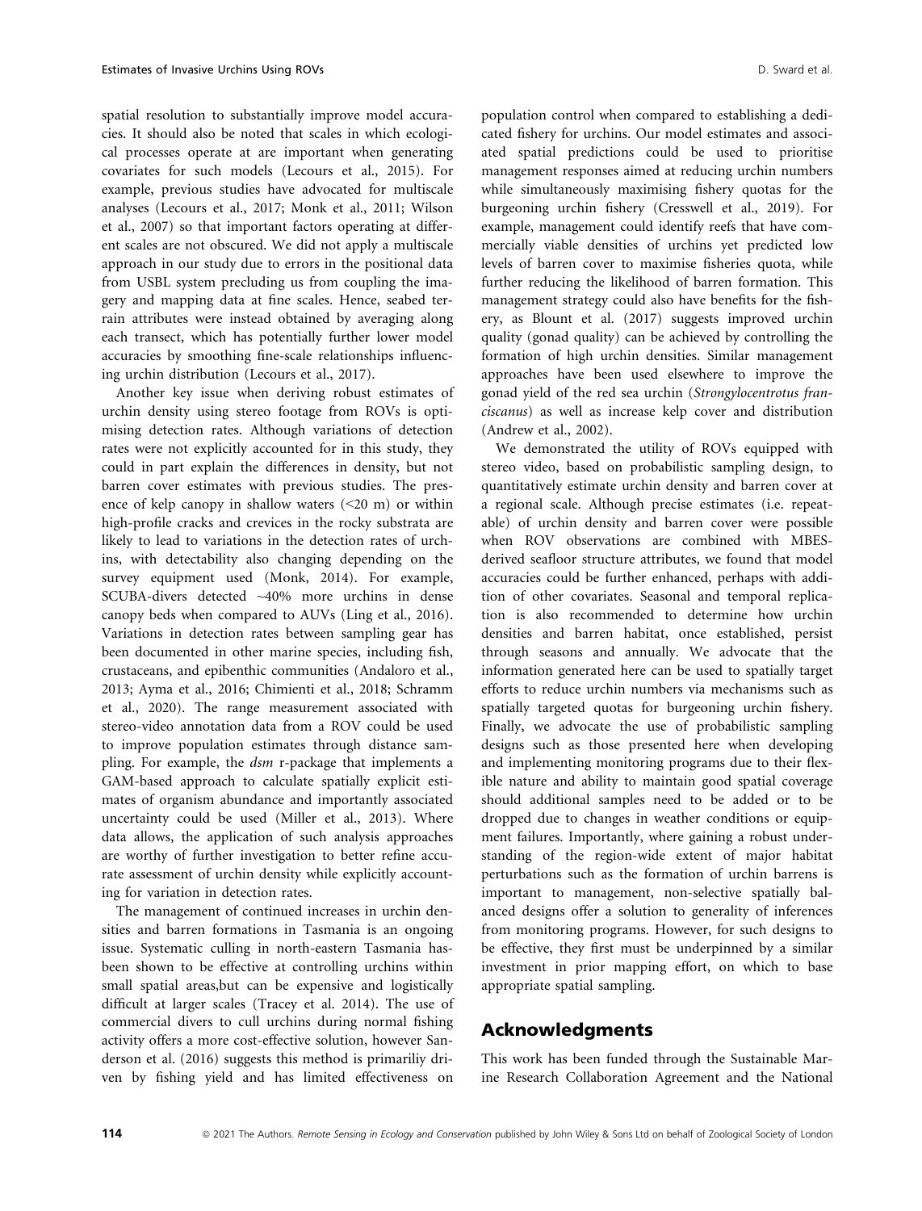spatial resolution to substantially improve model accuracies. It should also be noted that scales in which ecological processes operate at are important when generating covariates for such models (Lecours et al., 2015). For example, previous studies have advocated for multiscale analyses (Lecours et al., 2017; Monk et al., 2011; Wilson et al., 2007) so that important factors operating at different scales are not obscured. We did not apply a multiscale approach in our study due to errors in the positional data from USBL system precluding us from coupling the imagery and mapping data at fine scales. Hence, seabed terrain attributes were instead obtained by averaging along each transect, which has potentially further lower model accuracies by smoothing fine-scale relationships influencing urchin distribution (Lecours et al., 2017).

Another key issue when deriving robust estimates of urchin density using stereo footage from ROVs is optimising detection rates. Although variations of detection rates were not explicitly accounted for in this study, they could in part explain the differences in density, but not barren cover estimates with previous studies. The presence of kelp canopy in shallow waters (<20 m) or within high-profile cracks and crevices in the rocky substrata are likely to lead to variations in the detection rates of urchins, with detectability also changing depending on the survey equipment used (Monk, 2014). For example, SCUBA-divers detected ~40% more urchins in dense canopy beds when compared to AUVs (Ling et al., 2016). Variations in detection rates between sampling gear has been documented in other marine species, including fish, crustaceans, and epibenthic communities (Andaloro et al., 2013; Ayma et al., 2016; Chimienti et al., 2018; Schramm et al., 2020). The range measurement associated with stereo-video annotation data from a ROV could be used to improve population estimates through distance sampling. For example, the *dsm* r-package that implements a GAM-based approach to calculate spatially explicit estimates of organism abundance and importantly associated uncertainty could be used (Miller et al., 2013). Where data allows, the application of such analysis approaches are worthy of further investigation to better refine accurate assessment of urchin density while explicitly accounting for variation in detection rates.

The management of continued increases in urchin densities and barren formations in Tasmania is an ongoing issue. Systematic culling in north-eastern Tasmania hasbeen shown to be effective at controlling urchins within small spatial areas,but can be expensive and logistically difficult at larger scales (Tracey et al. 2014). The use of commercial divers to cull urchins during normal fishing activity offers a more cost-effective solution, however Sanderson et al. (2016) suggests this method is primariliy driven by fishing yield and has limited effectiveness on population control when compared to establishing a dedicated fishery for urchins. Our model estimates and associated spatial predictions could be used to prioritise management responses aimed at reducing urchin numbers while simultaneously maximising fishery quotas for the burgeoning urchin fishery (Cresswell et al., 2019). For example, management could identify reefs that have commercially viable densities of urchins yet predicted low levels of barren cover to maximise fisheries quota, while further reducing the likelihood of barren formation. This management strategy could also have benefits for the fishery, as Blount et al. (2017) suggests improved urchin quality (gonad quality) can be achieved by controlling the formation of high urchin densities. Similar management approaches have been used elsewhere to improve the gonad yield of the red sea urchin (*Strongylocentrotus franciscanus*) as well as increase kelp cover and distribution (Andrew et al., 2002).

We demonstrated the utility of ROVs equipped with stereo video, based on probabilistic sampling design, to quantitatively estimate urchin density and barren cover at a regional scale. Although precise estimates (i.e. repeatable) of urchin density and barren cover were possible when ROV observations are combined with MBES-derived seafloor structure attributes, we found that model accuracies could be further enhanced, perhaps with addition of other covariates. Seasonal and temporal replication is also recommended to determine how urchin densities and barren habitat, once established, persist through seasons and annually. We advocate that the information generated here can be used to spatially target efforts to reduce urchin numbers via mechanisms such as spatially targeted quotas for burgeoning urchin fishery. Finally, we advocate the use of probabilistic sampling designs such as those presented here when developing and implementing monitoring programs due to their flexible nature and ability to maintain good spatial coverage should additional samples need to be added or to be dropped due to changes in weather conditions or equipment failures. Importantly, where gaining a robust understanding of the region-wide extent of major habitat perturbations such as the formation of urchin barrens is important to management, non-selective spatially balanced designs offer a solution to generality of inferences from monitoring programs. However, for such designs to be effective, they first must be underpinned by a similar investment in prior mapping effort, on which to base appropriate spatial sampling.

## Acknowledgments

This work has been funded through the Sustainable Marine Research Collaboration Agreement and the National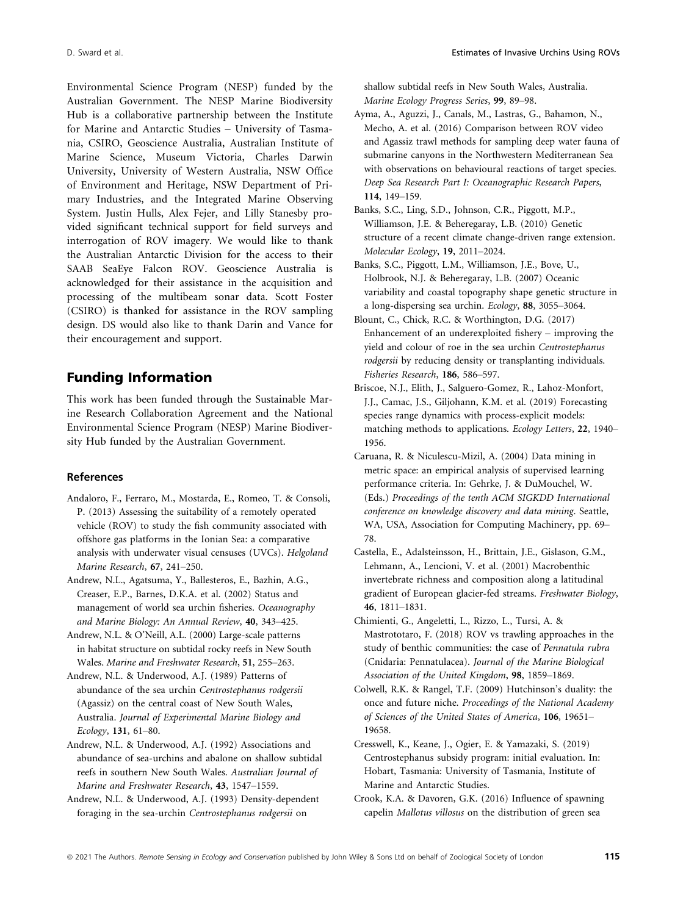Environmental Science Program (NESP) funded by the Australian Government. The NESP Marine Biodiversity Hub is a collaborative partnership between the Institute for Marine and Antarctic Studies – University of Tasmania, CSIRO, Geoscience Australia, Australian Institute of Marine Science, Museum Victoria, Charles Darwin University, University of Western Australia, NSW Office of Environment and Heritage, NSW Department of Primary Industries, and the Integrated Marine Observing System. Justin Hulls, Alex Fejer, and Lilly Stanesby provided significant technical support for field surveys and interrogation of ROV imagery. We would like to thank the Australian Antarctic Division for the access to their SAAB SeaEye Falcon ROV. Geoscience Australia is acknowledged for their assistance in the acquisition and processing of the multibeam sonar data. Scott Foster (CSIRO) is thanked for assistance in the ROV sampling design. DS would also like to thank Darin and Vance for their encouragement and support.

## Funding Information

This work has been funded through the Sustainable Marine Research Collaboration Agreement and the National Environmental Science Program (NESP) Marine Biodiversity Hub funded by the Australian Government.

### References

Andaloro, F., Ferraro, M., Mostarda, E., Romeo, T. & Consoli, P. (2013) Assessing the suitability of a remotely operated vehicle (ROV) to study the fish community associated with offshore gas platforms in the Ionian Sea: a comparative analysis with underwater visual censuses (UVCs). *Helgoland Marine Research*, **67**, 241–250.

Andrew, N.L., Agatsuma, Y., Ballesteros, E., Bazhin, A.G., Creaser, E.P., Barnes, D.K.A. et al. (2002) Status and management of world sea urchin fisheries. *Oceanography and Marine Biology: An Annual Review*, **40**, 343–425.

Andrew, N.L. & O'Neill, A.L. (2000) Large-scale patterns in habitat structure on subtidal rocky reefs in New South Wales. *Marine and Freshwater Research*, **51**, 255–263.

Andrew, N.L. & Underwood, A.J. (1989) Patterns of abundance of the sea urchin *Centrostephanus rodgersii* (Agassiz) on the central coast of New South Wales, Australia. *Journal of Experimental Marine Biology and Ecology*, **131**, 61–80.

Andrew, N.L. & Underwood, A.J. (1992) Associations and abundance of sea-urchins and abalone on shallow subtidal reefs in southern New South Wales. *Australian Journal of Marine and Freshwater Research*, **43**, 1547–1559.

Andrew, N.L. & Underwood, A.J. (1993) Density-dependent foraging in the sea-urchin *Centrostephanus rodgersii* on shallow subtidal reefs in New South Wales, Australia. *Marine Ecology Progress Series*, **99**, 89–98.

Ayma, A., Aguzzi, J., Canals, M., Lastras, G., Bahamon, N., Mecho, A. et al. (2016) Comparison between ROV video and Agassiz trawl methods for sampling deep water fauna of submarine canyons in the Northwestern Mediterranean Sea with observations on behavioural reactions of target species. *Deep Sea Research Part I: Oceanographic Research Papers*, **114**, 149–159.

Banks, S.C., Ling, S.D., Johnson, C.R., Piggott, M.P., Williamson, J.E. & Beheregaray, L.B. (2010) Genetic structure of a recent climate change-driven range extension. *Molecular Ecology*, **19**, 2011–2024.

Banks, S.C., Piggott, L.M., Williamson, J.E., Bove, U., Holbrook, N.J. & Beheregaray, L.B. (2007) Oceanic variability and coastal topography shape genetic structure in a long-dispersing sea urchin. *Ecology*, **88**, 3055–3064.

Blount, C., Chick, R.C. & Worthington, D.G. (2017) Enhancement of an underexploited fishery – improving the yield and colour of roe in the sea urchin *Centrostephanus rodgersii* by reducing density or transplanting individuals. *Fisheries Research*, **186**, 586–597.

Briscoe, N.J., Elith, J., Salguero-Gomez, R., Lahoz-Monfort, J.J., Camac, J.S., Giljohann, K.M. et al. (2019) Forecasting species range dynamics with process-explicit models: matching methods to applications. *Ecology Letters*, **22**, 1940–1956.

Caruana, R. & Niculescu-Mizil, A. (2004) Data mining in metric space: an empirical analysis of supervised learning performance criteria. In: Gehrke, J. & DuMouchel, W. (Eds.) *Proceedings of the tenth ACM SIGKDD International conference on knowledge discovery and data mining*. Seattle, WA, USA, Association for Computing Machinery, pp. 69–78.

Castella, E., Adalsteinsson, H., Brittain, J.E., Gislason, G.M., Lehmann, A., Lencioni, V. et al. (2001) Macrobenthic invertebrate richness and composition along a latitudinal gradient of European glacier-fed streams. *Freshwater Biology*, **46**, 1811–1831.

Chimienti, G., Angeletti, L., Rizzo, L., Tursi, A. & Mastrototaro, F. (2018) ROV vs trawling approaches in the study of benthic communities: the case of *Pennatula rubra* (Cnidaria: Pennatulacea). *Journal of the Marine Biological Association of the United Kingdom*, **98**, 1859–1869.

Colwell, R.K. & Rangel, T.F. (2009) Hutchinson's duality: the once and future niche. *Proceedings of the National Academy of Sciences of the United States of America*, **106**, 19651–19658.

Cresswell, K., Keane, J., Ogier, E. & Yamazaki, S. (2019) Centrostephanus subsidy program: initial evaluation. In: Hobart, Tasmania: University of Tasmania, Institute of Marine and Antarctic Studies.

Crook, K.A. & Davoren, G.K. (2016) Influence of spawning capelin *Mallotus villosus* on the distribution of green sea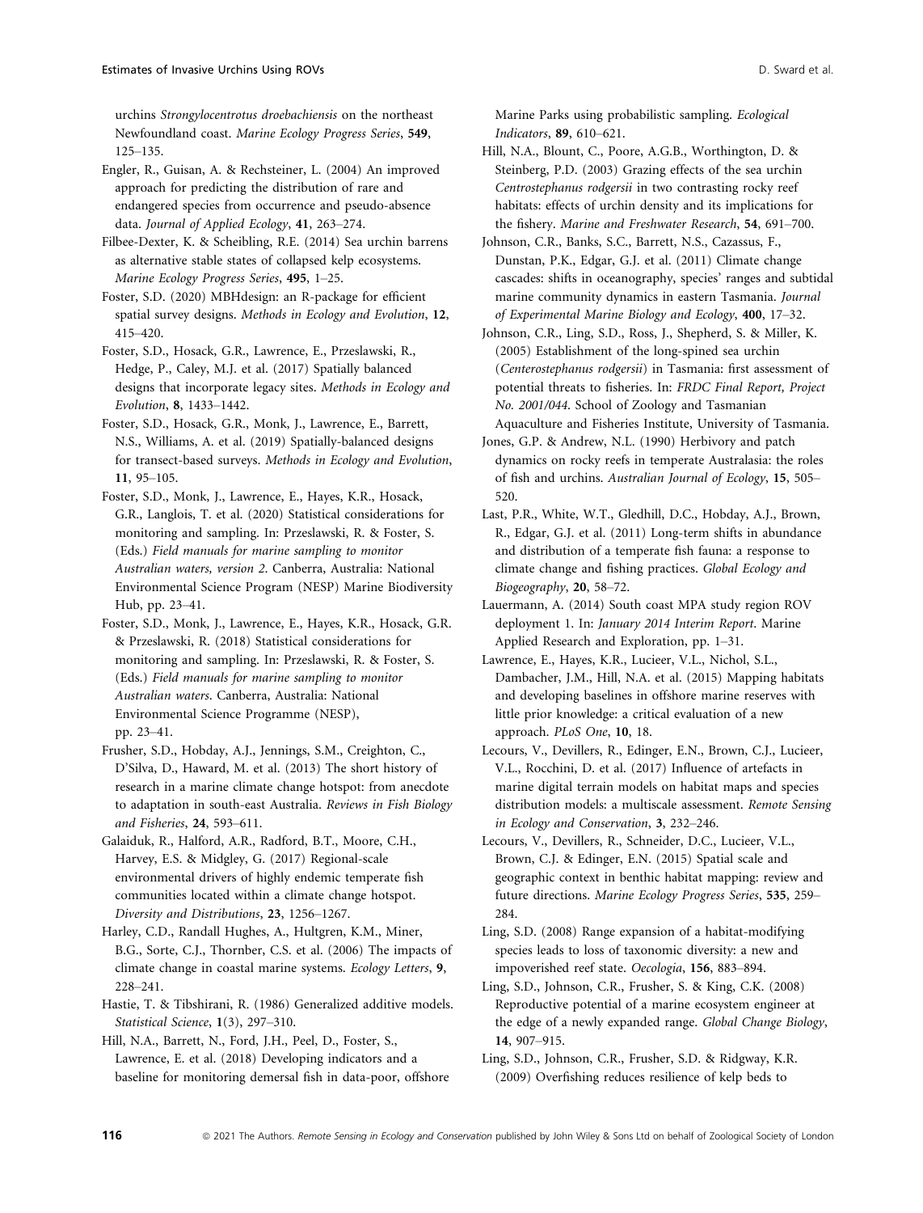urchins *Strongylocentrotus droebachiensis* on the northeast Newfoundland coast. *Marine Ecology Progress Series*, **549**, 125–135.

Engler, R., Guisan, A. & Rechsteiner, L. (2004) An improved approach for predicting the distribution of rare and endangered species from occurrence and pseudo-absence data. *Journal of Applied Ecology*, **41**, 263–274.

Filbee-Dexter, K. & Scheibling, R.E. (2014) Sea urchin barrens as alternative stable states of collapsed kelp ecosystems. *Marine Ecology Progress Series*, **495**, 1–25.

Foster, S.D. (2020) MBHdesign: an R-package for efficient spatial survey designs. *Methods in Ecology and Evolution*, **12**, 415–420.

Foster, S.D., Hosack, G.R., Lawrence, E., Przeslawski, R., Hedge, P., Caley, M.J. et al. (2017) Spatially balanced designs that incorporate legacy sites. *Methods in Ecology and Evolution*, **8**, 1433–1442.

Foster, S.D., Hosack, G.R., Monk, J., Lawrence, E., Barrett, N.S., Williams, A. et al. (2019) Spatially-balanced designs for transect-based surveys. *Methods in Ecology and Evolution*, **11**, 95–105.

Foster, S.D., Monk, J., Lawrence, E., Hayes, K.R., Hosack, G.R., Langlois, T. et al. (2020) Statistical considerations for monitoring and sampling. In: Przeslawski, R. & Foster, S. (Eds.) *Field manuals for marine sampling to monitor Australian waters, version 2*. Canberra, Australia: National Environmental Science Program (NESP) Marine Biodiversity Hub, pp. 23–41.

Foster, S.D., Monk, J., Lawrence, E., Hayes, K.R., Hosack, G.R. & Przeslawski, R. (2018) Statistical considerations for monitoring and sampling. In: Przeslawski, R. & Foster, S. (Eds.) *Field manuals for marine sampling to monitor Australian waters*. Canberra, Australia: National Environmental Science Programme (NESP), pp. 23–41.

Frusher, S.D., Hobday, A.J., Jennings, S.M., Creighton, C., D'Silva, D., Haward, M. et al. (2013) The short history of research in a marine climate change hotspot: from anecdote to adaptation in south-east Australia. *Reviews in Fish Biology and Fisheries*, **24**, 593–611.

Galaiduk, R., Halford, A.R., Radford, B.T., Moore, C.H., Harvey, E.S. & Midgley, G. (2017) Regional-scale environmental drivers of highly endemic temperate fish communities located within a climate change hotspot. *Diversity and Distributions*, **23**, 1256–1267.

Harley, C.D., Randall Hughes, A., Hultgren, K.M., Miner, B.G., Sorte, C.J., Thornber, C.S. et al. (2006) The impacts of climate change in coastal marine systems. *Ecology Letters*, **9**, 228–241.

Hastie, T. & Tibshirani, R. (1986) Generalized additive models. *Statistical Science*, **1**(3), 297–310.

Hill, N.A., Barrett, N., Ford, J.H., Peel, D., Foster, S., Lawrence, E. et al. (2018) Developing indicators and a baseline for monitoring demersal fish in data-poor, offshore Marine Parks using probabilistic sampling. *Ecological Indicators*, **89**, 610–621.

Hill, N.A., Blount, C., Poore, A.G.B., Worthington, D. & Steinberg, P.D. (2003) Grazing effects of the sea urchin *Centrostephanus rodgersii* in two contrasting rocky reef habitats: effects of urchin density and its implications for the fishery. *Marine and Freshwater Research*, **54**, 691–700.

Johnson, C.R., Banks, S.C., Barrett, N.S., Cazassus, F., Dunstan, P.K., Edgar, G.J. et al. (2011) Climate change cascades: shifts in oceanography, species' ranges and subtidal marine community dynamics in eastern Tasmania. *Journal of Experimental Marine Biology and Ecology*, **400**, 17–32.

Johnson, C.R., Ling, S.D., Ross, J., Shepherd, S. & Miller, K. (2005) Establishment of the long-spined sea urchin (*Centrostephanus rodgersii*) in Tasmania: first assessment of potential threats to fisheries. In: *FRDC Final Report, Project No. 2001/044*. School of Zoology and Tasmanian Aquaculture and Fisheries Institute, University of Tasmania.

Jones, G.P. & Andrew, N.L. (1990) Herbivory and patch dynamics on rocky reefs in temperate Australasia: the roles of fish and urchins. *Australian Journal of Ecology*, **15**, 505–520.

Last, P.R., White, W.T., Gledhill, D.C., Hobday, A.J., Brown, R., Edgar, G.J. et al. (2011) Long-term shifts in abundance and distribution of a temperate fish fauna: a response to climate change and fishing practices. *Global Ecology and Biogeography*, **20**, 58–72.

Lauermann, A. (2014) South coast MPA study region ROV deployment 1. In: *January 2014 Interim Report*. Marine Applied Research and Exploration, pp. 1–31.

Lawrence, E., Hayes, K.R., Lucieer, V.L., Nichol, S.L., Dambacher, J.M., Hill, N.A. et al. (2015) Mapping habitats and developing baselines in offshore marine reserves with little prior knowledge: a critical evaluation of a new approach. *PLoS One*, **10**, 18.

Lecours, V., Devillers, R., Edinger, E.N., Brown, C.J., Lucieer, V.L., Rocchini, D. et al. (2017) Influence of artefacts in marine digital terrain models on habitat maps and species distribution models: a multiscale assessment. *Remote Sensing in Ecology and Conservation*, **3**, 232–246.

Lecours, V., Devillers, R., Schneider, D.C., Lucieer, V.L., Brown, C.J. & Edinger, E.N. (2015) Spatial scale and geographic context in benthic habitat mapping: review and future directions. *Marine Ecology Progress Series*, **535**, 259–284.

Ling, S.D. (2008) Range expansion of a habitat-modifying species leads to loss of taxonomic diversity: a new and impoverished reef state. *Oecologia*, **156**, 883–894.

Ling, S.D., Johnson, C.R., Frusher, S. & King, C.K. (2008) Reproductive potential of a marine ecosystem engineer at the edge of a newly expanded range. *Global Change Biology*, **14**, 907–915.

Ling, S.D., Johnson, C.R., Frusher, S.D. & Ridgway, K.R. (2009) Overfishing reduces resilience of kelp beds to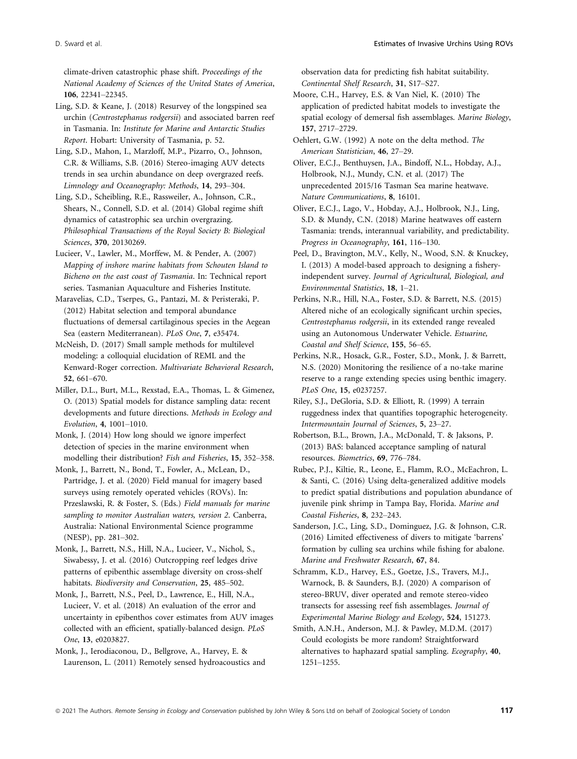climate-driven catastrophic phase shift. *Proceedings of the National Academy of Sciences of the United States of America*, **106**, 22341–22345.

Ling, S.D. & Keane, J. (2018) Resurvey of the longspined sea urchin (*Centrostephanus rodgersii*) and associated barren reef in Tasmania. In: *Institute for Marine and Antarctic Studies Report*. Hobart: University of Tasmania, p. 52.

Ling, S.D., Mahon, I., Marzloff, M.P., Pizarro, O., Johnson, C.R. & Williams, S.B. (2016) Stereo-imaging AUV detects trends in sea urchin abundance on deep overgrazed reefs. *Limnology and Oceanography: Methods*, **14**, 293–304.

Ling, S.D., Scheibling, R.E., Rassweiler, A., Johnson, C.R., Shears, N., Connell, S.D. et al. (2014) Global regime shift dynamics of catastrophic sea urchin overgrazing. *Philosophical Transactions of the Royal Society B: Biological Sciences*, **370**, 20130269.

Lucieer, V., Lawler, M., Morffew, M. & Pender, A. (2007) *Mapping of inshore marine habitats from Schouten Island to Bicheno on the east coast of Tasmania*. In: Technical report series. Tasmanian Aquaculture and Fisheries Institute.

Maravelias, C.D., Tserpes, G., Pantazi, M. & Peristeraki, P. (2012) Habitat selection and temporal abundance fluctuations of demersal cartilaginous species in the Aegean Sea (eastern Mediterranean). *PLoS One*, **7**, e35474.

McNeish, D. (2017) Small sample methods for multilevel modeling: a colloquial elucidation of REML and the Kenward-Roger correction. *Multivariate Behavioral Research*, **52**, 661–670.

Miller, D.L., Burt, M.L., Rexstad, E.A., Thomas, L. & Gimenez, O. (2013) Spatial models for distance sampling data: recent developments and future directions. *Methods in Ecology and Evolution*, **4**, 1001–1010.

Monk, J. (2014) How long should we ignore imperfect detection of species in the marine environment when modelling their distribution? *Fish and Fisheries*, **15**, 352–358.

Monk, J., Barrett, N., Bond, T., Fowler, A., McLean, D., Partridge, J. et al. (2020) Field manual for imagery based surveys using remotely operated vehicles (ROVs). In: Przeslawski, R. & Foster, S. (Eds.) *Field manuals for marine sampling to monitor Australian waters, version 2*. Canberra, Australia: National Environmental Science programme (NESP), pp. 281–302.

Monk, J., Barrett, N.S., Hill, N.A., Lucieer, V., Nichol, S., Siwabessy, J. et al. (2016) Outcropping reef ledges drive patterns of epibenthic assemblage diversity on cross-shelf habitats. *Biodiversity and Conservation*, **25**, 485–502.

Monk, J., Barrett, N.S., Peel, D., Lawrence, E., Hill, N.A., Lucieer, V. et al. (2018) An evaluation of the error and uncertainty in epibenthos cover estimates from AUV images collected with an efficient, spatially-balanced design. *PLoS One*, **13**, e0203827.

Monk, J., Ierodiaconou, D., Bellgrove, A., Harvey, E. & Laurenson, L. (2011) Remotely sensed hydroacoustics and observation data for predicting fish habitat suitability. *Continental Shelf Research*, **31**, S17–S27.

Moore, C.H., Harvey, E.S. & Van Niel, K. (2010) The application of predicted habitat models to investigate the spatial ecology of demersal fish assemblages. *Marine Biology*, **157**, 2717–2729.

Oehlert, G.W. (1992) A note on the delta method. *The American Statistician*, **46**, 27–29.

Oliver, E.C.J., Benthuysen, J.A., Bindoff, N.L., Hobday, A.J., Holbrook, N.J., Mundy, C.N. et al. (2017) The unprecedented 2015/16 Tasman Sea marine heatwave. *Nature Communications*, **8**, 16101.

Oliver, E.C.J., Lago, V., Hobday, A.J., Holbrook, N.J., Ling, S.D. & Mundy, C.N. (2018) Marine heatwaves off eastern Tasmania: trends, interannual variability, and predictability. *Progress in Oceanography*, **161**, 116–130.

Peel, D., Bravington, M.V., Kelly, N., Wood, S.N. & Knuckey, I. (2013) A model-based approach to designing a fishery-independent survey. *Journal of Agricultural, Biological, and Environmental Statistics*, **18**, 1–21.

Perkins, N.R., Hill, N.A., Foster, S.D. & Barrett, N.S. (2015) Altered niche of an ecologically significant urchin species, *Centrostephanus rodgersii*, in its extended range revealed using an Autonomous Underwater Vehicle. *Estuarine, Coastal and Shelf Science*, **155**, 56–65.

Perkins, N.R., Hosack, G.R., Foster, S.D., Monk, J. & Barrett, N.S. (2020) Monitoring the resilience of a no-take marine reserve to a range extending species using benthic imagery. *PLoS One*, **15**, e0237257.

Riley, S.J., DeGloria, S.D. & Elliott, R. (1999) A terrain ruggedness index that quantifies topographic heterogeneity. *Intermountain Journal of Sciences*, **5**, 23–27.

Robertson, B.L., Brown, J.A., McDonald, T. & Jaksons, P. (2013) BAS: balanced acceptance sampling of natural resources. *Biometrics*, **69**, 776–784.

Rubec, P.J., Kiltie, R., Leone, E., Flamm, R.O., McEachron, L. & Santi, C. (2016) Using delta-generalized additive models to predict spatial distributions and population abundance of juvenile pink shrimp in Tampa Bay, Florida. *Marine and Coastal Fisheries*, **8**, 232–243.

Sanderson, J.C., Ling, S.D., Dominguez, J.G. & Johnson, C.R. (2016) Limited effectiveness of divers to mitigate 'barrens' formation by culling sea urchins while fishing for abalone. *Marine and Freshwater Research*, **67**, 84.

Schramm, K.D., Harvey, E.S., Goetze, J.S., Travers, M.J., Warnock, B. & Saunders, B.J. (2020) A comparison of stereo-BRUV, diver operated and remote stereo-video transects for assessing reef fish assemblages. *Journal of Experimental Marine Biology and Ecology*, **524**, 151273.

Smith, A.N.H., Anderson, M.J. & Pawley, M.D.M. (2017) Could ecologists be more random? Straightforward alternatives to haphazard spatial sampling. *Ecography*, **40**, 1251–1255.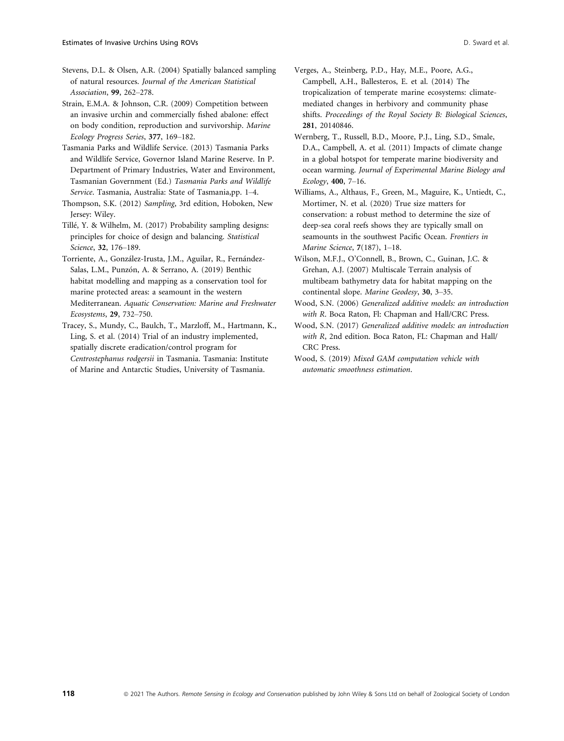Stevens, D.L. & Olsen, A.R. (2004) Spatially balanced sampling of natural resources. *Journal of the American Statistical Association*, **99**, 262–278.

Strain, E.M.A. & Johnson, C.R. (2009) Competition between an invasive urchin and commercially fished abalone: effect on body condition, reproduction and survivorship. *Marine Ecology Progress Series*, **377**, 169–182.

Tasmania Parks and Wildlife Service. (2013) Tasmania Parks and Wildlife Service, Governor Island Marine Reserve. In P. Department of Primary Industries, Water and Environment, Tasmanian Government (Ed.) *Tasmania Parks and Wildlife Service*. Tasmania, Australia: State of Tasmania,pp. 1–4.

Thompson, S.K. (2012) *Sampling*, 3rd edition, Hoboken, New Jersey: Wiley.

Tillé, Y. & Wilhelm, M. (2017) Probability sampling designs: principles for choice of design and balancing. *Statistical Science*, **32**, 176–189.

Torriente, A., González-Irusta, J.M., Aguilar, R., Fernández-Salas, L.M., Punzón, A. & Serrano, A. (2019) Benthic habitat modelling and mapping as a conservation tool for marine protected areas: a seamount in the western Mediterranean. *Aquatic Conservation: Marine and Freshwater Ecosystems*, **29**, 732–750.

Tracey, S., Mundy, C., Baulch, T., Marzloff, M., Hartmann, K., Ling, S. et al. (2014) Trial of an industry implemented, spatially discrete eradication/control program for *Centrostephanus rodgersii* in Tasmania. Tasmania: Institute of Marine and Antarctic Studies, University of Tasmania.

Verges, A., Steinberg, P.D., Hay, M.E., Poore, A.G., Campbell, A.H., Ballesteros, E. et al. (2014) The tropicalization of temperate marine ecosystems: climate-mediated changes in herbivory and community phase shifts. *Proceedings of the Royal Society B: Biological Sciences*, **281**, 20140846.

Wernberg, T., Russell, B.D., Moore, P.J., Ling, S.D., Smale, D.A., Campbell, A. et al. (2011) Impacts of climate change in a global hotspot for temperate marine biodiversity and ocean warming. *Journal of Experimental Marine Biology and Ecology*, **400**, 7–16.

Williams, A., Althaus, F., Green, M., Maguire, K., Untiedt, C., Mortimer, N. et al. (2020) True size matters for conservation: a robust method to determine the size of deep-sea coral reefs shows they are typically small on seamounts in the southwest Pacific Ocean. *Frontiers in Marine Science*, **7**(187), 1–18.

Wilson, M.F.J., O'Connell, B., Brown, C., Guinan, J.C. & Grehan, A.J. (2007) Multiscale Terrain analysis of multibeam bathymetry data for habitat mapping on the continental slope. *Marine Geodesy*, **30**, 3–35.

Wood, S.N. (2006) *Generalized additive models: an introduction with R*. Boca Raton, Fl: Chapman and Hall/CRC Press.

Wood, S.N. (2017) *Generalized additive models: an introduction with R*, 2nd edition. Boca Raton, FL: Chapman and Hall/CRC Press.

Wood, S. (2019) *Mixed GAM computation vehicle with automatic smoothness estimation*.